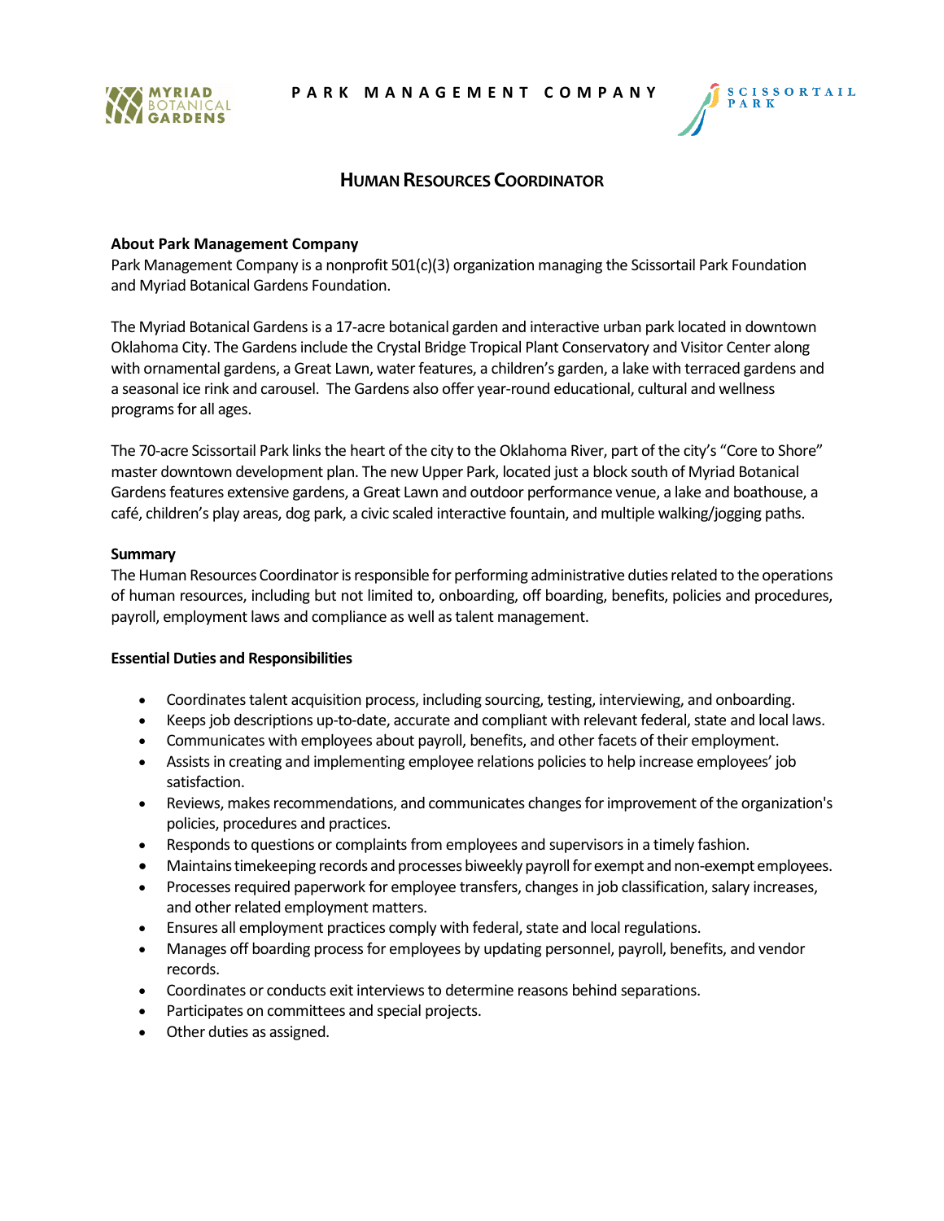PARK MANAGEMENT COMPANY

# HUMAN RESOURCES COORDINATOR

**About Park Management Company**

Park Management Company is a nonprofit 501(c)(3) organization managing the Scissortail Park Foundation and Myriad Botanical Gardens Foundation.

The Myriad Botanical Gardens is a 17-acre botanical garden and interactive urban park located in downtown Oklahoma City. The Gardens include the Crystal Bridge Tropical Plant Conservatory and Visitor Center along with ornamental gardens, a Great Lawn, water features, a children's garden, a lake with terraced gardens and a seasonal ice rink and carousel. The Gardens also offer year-round educational, cultural and wellness programs for all ages.

The 70-acre Scissortail Park links the heart of the city to the Oklahoma River, part of the city's "Core to Shore" master downtown development plan. The new Upper Park, located just a block south of Myriad Botanical Gardens features extensive gardens, a Great Lawn and outdoor performance venue, a lake and boathouse, a café, children's play areas, dog park, a civic scaled interactive fountain, and multiple walking/jogging paths.

**Summary**

The Human Resources Coordinator is responsible for performing administrative duties related to the operations of human resources, including but not limited to, onboarding, off boarding, benefits, policies and procedures, payroll, employment laws and compliance as well as talent management.

**Essential Duties and Responsibilities**

- Coordinates talent acquisition process, including sourcing, testing, interviewing, and onboarding.
- Keeps job descriptions up-to-date, accurate and compliant with relevant federal, state and local laws.
- Communicates with employees about payroll, benefits, and other facets of their employment.
- Assists in creating and implementing employee relations policies to help increase employees' job satisfaction.
- Reviews, makes recommendations, and communicates changes for improvement of the organization's policies, procedures and practices.
- Responds to questions or complaints from employees and supervisors in a timely fashion.
- Maintains timekeeping records and processes biweekly payroll for exempt and non-exempt employees.
- Processes required paperwork for employee transfers, changes in job classification, salary increases, and other related employment matters.
- Ensures all employment practices comply with federal, state and local regulations.
- Manages off boarding process for employees by updating personnel, payroll, benefits, and vendor records.
- Coordinates or conducts exit interviews to determine reasons behind separations.
- Participates on committees and special projects.
- Other duties as assigned.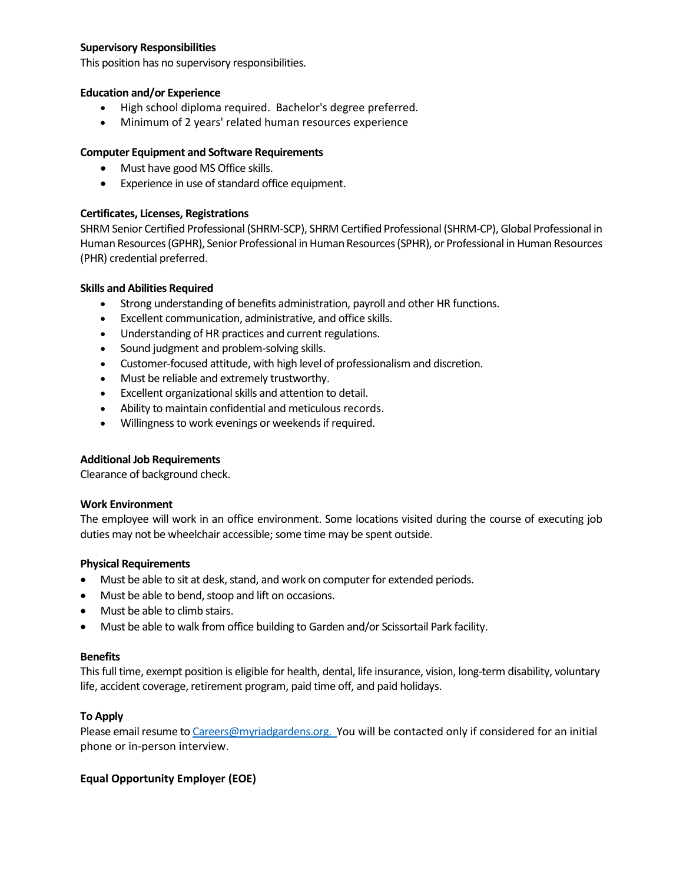**Supervisory Responsibilities**
This position has no supervisory responsibilities.

**Education and/or Experience**

- High school diploma required. Bachelor's degree preferred.
- Minimum of 2 years' related human resources experience

**Computer Equipment and Software Requirements**

- Must have good MS Office skills.
- Experience in use of standard office equipment.

**Certificates, Licenses, Registrations**
SHRM Senior Certified Professional (SHRM-SCP), SHRM Certified Professional (SHRM-CP), Global Professional in Human Resources (GPHR), Senior Professional in Human Resources (SPHR), or Professional in Human Resources (PHR) credential preferred.

**Skills and Abilities Required**

- Strong understanding of benefits administration, payroll and other HR functions.
- Excellent communication, administrative, and office skills.
- Understanding of HR practices and current regulations.
- Sound judgment and problem-solving skills.
- Customer-focused attitude, with high level of professionalism and discretion.
- Must be reliable and extremely trustworthy.
- Excellent organizational skills and attention to detail.
- Ability to maintain confidential and meticulous records.
- Willingness to work evenings or weekends if required.

**Additional Job Requirements**
Clearance of background check.

**Work Environment**
The employee will work in an office environment. Some locations visited during the course of executing job duties may not be wheelchair accessible; some time may be spent outside.

**Physical Requirements**

- Must be able to sit at desk, stand, and work on computer for extended periods.
- Must be able to bend, stoop and lift on occasions.
- Must be able to climb stairs.
- Must be able to walk from office building to Garden and/or Scissortail Park facility.

**Benefits**
This full time, exempt position is eligible for health, dental, life insurance, vision, long-term disability, voluntary life, accident coverage, retirement program, paid time off, and paid holidays.

**To Apply**
Please email resume to Careers@myriadgardens.org. You will be contacted only if considered for an initial phone or in-person interview.

**Equal Opportunity Employer (EOE)**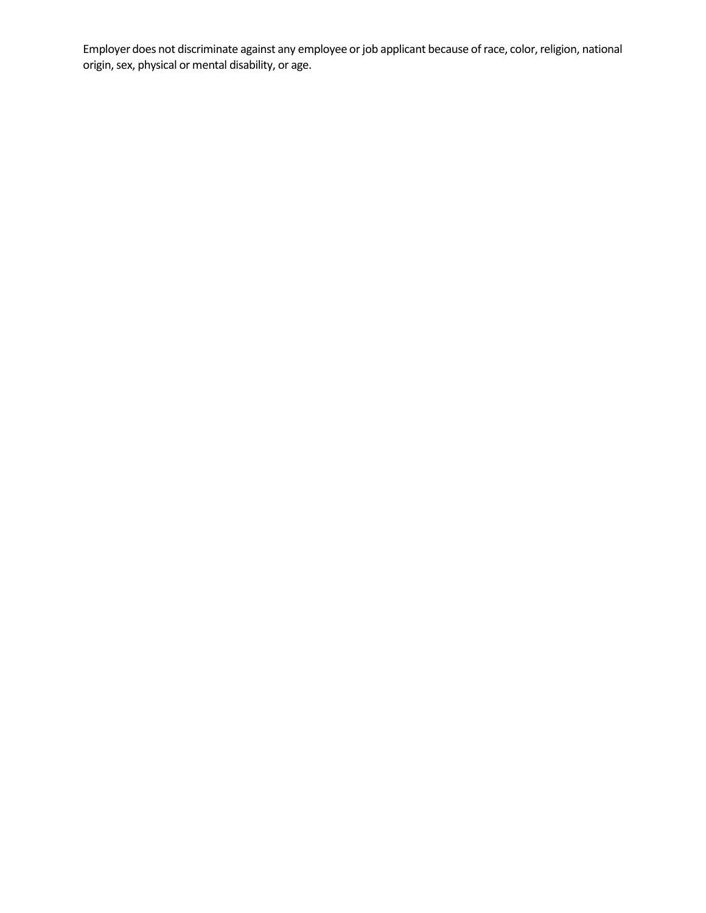Employer does not discriminate against any employee or job applicant because of race, color, religion, national origin, sex, physical or mental disability, or age.